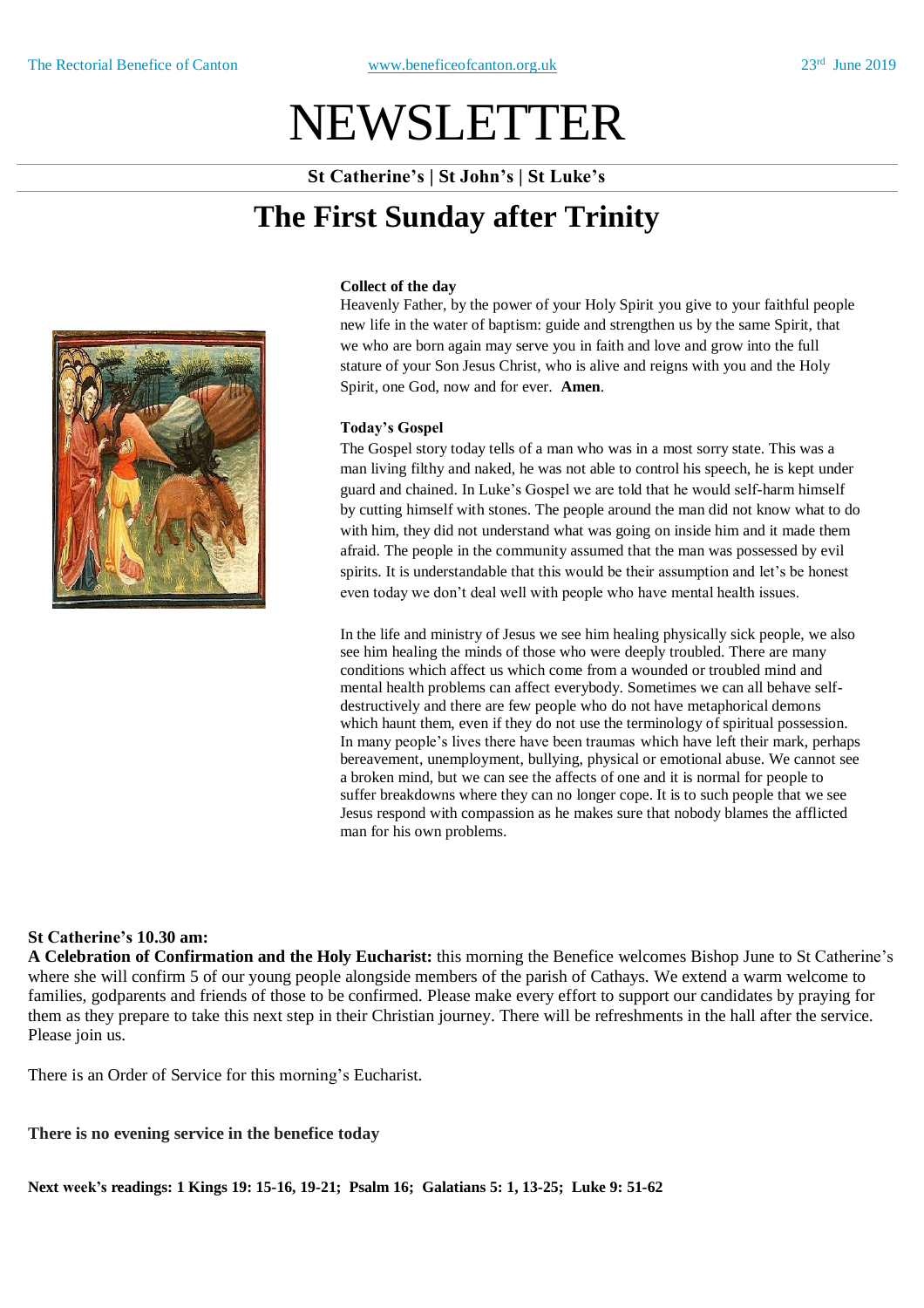# NEWSLETTER

**St Catherine's | St John's | St Luke's**

## The First Sunday after Trinity

**Collect of the day**

Heavenly Father, by the power of your Holy Spirit you give to your faithful people new life in the water of baptism: guide and strengthen us by the same Spirit, that we who are born again may serve you in faith and love and grow into the full stature of your Son Jesus Christ, who is alive and reigns with you and the Holy Spirit, one God, now and for ever. **Amen**.

**Today's Gospel**

The Gospel story today tells of a man who was in a most sorry state. This was a man living filthy and naked, he was not able to control his speech, he is kept under guard and chained. In Luke's Gospel we are told that he would self-harm himself by cutting himself with stones. The people around the man did not know what to do with him, they did not understand what was going on inside him and it made them afraid. The people in the community assumed that the man was possessed by evil spirits. It is understandable that this would be their assumption and let's be honest even today we don't deal well with people who have mental health issues.

In the life and ministry of Jesus we see him healing physically sick people, we also see him healing the minds of those who were deeply troubled. There are many conditions which affect us which come from a wounded or troubled mind and mental health problems can affect everybody. Sometimes we can all behave self-destructively and there are few people who do not have metaphorical demons which haunt them, even if they do not use the terminology of spiritual possession. In many people's lives there have been traumas which have left their mark, perhaps bereavement, unemployment, bullying, physical or emotional abuse. We cannot see a broken mind, but we can see the affects of one and it is normal for people to suffer breakdowns where they can no longer cope. It is to such people that we see Jesus respond with compassion as he makes sure that nobody blames the afflicted man for his own problems.

**St Catherine's 10.30 am:**

**A Celebration of Confirmation and the Holy Eucharist:** this morning the Benefice welcomes Bishop June to St Catherine's where she will confirm 5 of our young people alongside members of the parish of Cathays. We extend a warm welcome to families, godparents and friends of those to be confirmed. Please make every effort to support our candidates by praying for them as they prepare to take this next step in their Christian journey. There will be refreshments in the hall after the service. Please join us.

There is an Order of Service for this morning's Eucharist.

**There is no evening service in the benefice today**

**Next week's readings: 1 Kings 19: 15-16, 19-21; Psalm 16; Galatians 5: 1, 13-25; Luke 9: 51-62**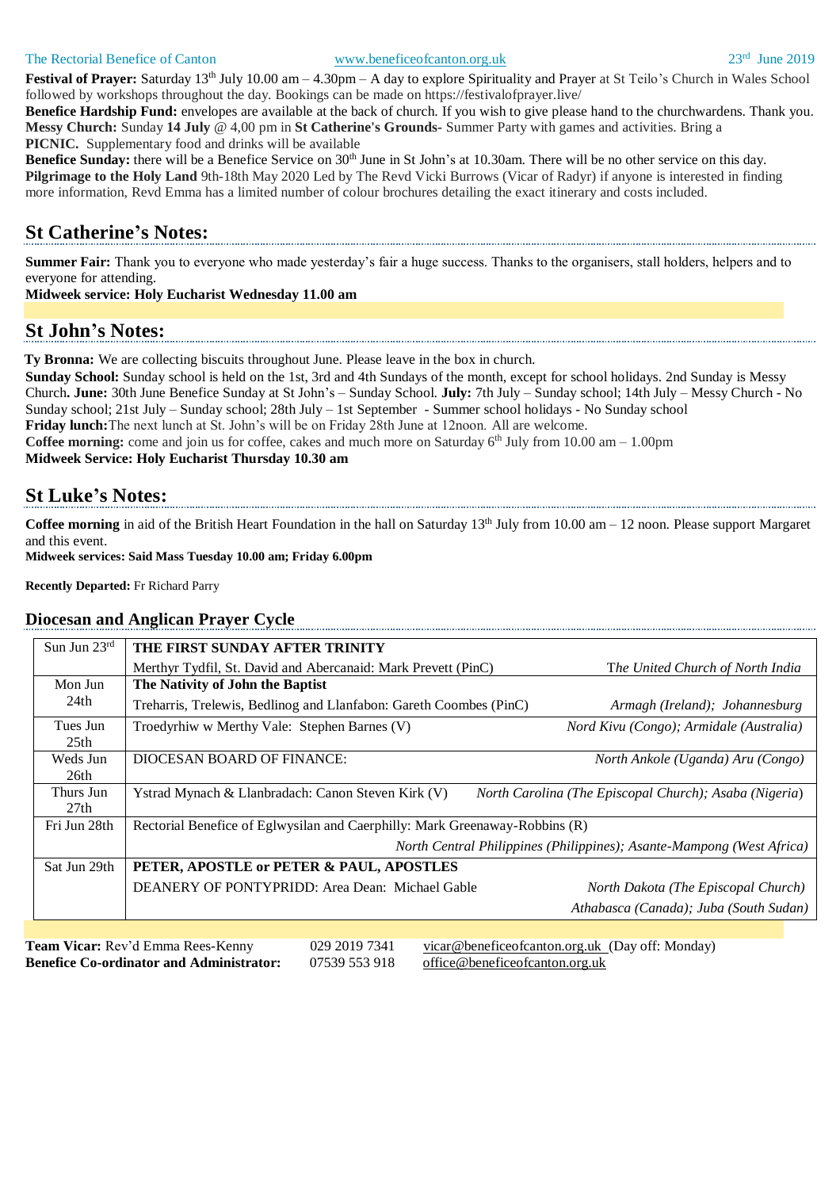**Festival of Prayer:** Saturday 13th July 10.00 am – 4.30pm – A day to explore Spirituality and Prayer at St Teilo's Church in Wales School followed by workshops throughout the day. Bookings can be made on https://festivalofprayer.live/

**Benefice Hardship Fund:** envelopes are available at the back of church. If you wish to give please hand to the churchwardens. Thank you.

**Messy Church:** Sunday **14 July** @ 4,00 pm in **St Catherine's Grounds**- Summer Party with games and activities. Bring a **PICNIC.** Supplementary food and drinks will be available

**Benefice Sunday:** there will be a Benefice Service on 30th June in St John's at 10.30am. There will be no other service on this day.

**Pilgrimage to the Holy Land** 9th-18th May 2020 Led by The Revd Vicki Burrows (Vicar of Radyr) if anyone is interested in finding more information, Revd Emma has a limited number of colour brochures detailing the exact itinerary and costs included.

## St Catherine's Notes:

**Summer Fair:** Thank you to everyone who made yesterday's fair a huge success. Thanks to the organisers, stall holders, helpers and to everyone for attending.

**Midweek service: Holy Eucharist Wednesday 11.00 am**

## St John's Notes:

**Ty Bronna:** We are collecting biscuits throughout June. Please leave in the box in church.

**Sunday School:** Sunday school is held on the 1st, 3rd and 4th Sundays of the month, except for school holidays. 2nd Sunday is Messy Church**. June:** 30th June Benefice Sunday at St John's – Sunday School. **July:** 7th July – Sunday school; 14th July – Messy Church - No Sunday school; 21st July – Sunday school; 28th July – 1st September - Summer school holidays - No Sunday school

**Friday lunch:** The next lunch at St. John's will be on Friday 28th June at 12noon. All are welcome.

**Coffee morning:** come and join us for coffee, cakes and much more on Saturday 6th July from 10.00 am – 1.00pm

**Midweek Service: Holy Eucharist Thursday 10.30 am**

## St Luke's Notes:

**Coffee morning** in aid of the British Heart Foundation in the hall on Saturday 13th July from 10.00 am – 12 noon. Please support Margaret and this event.

**Midweek services: Said Mass Tuesday 10.00 am; Friday 6.00pm**

**Recently Departed:** Fr Richard Parry

## Diocesan and Anglican Prayer Cycle

| | | |
|---|---|---|
| Sun Jun 23rd | **THE FIRST SUNDAY AFTER TRINITY** | |
| | Merthyr Tydfil, St. David and Abercanaid: Mark Prevett (PinC) | *The United Church of North India* |
| Mon Jun 24th | **The Nativity of John the Baptist** | |
| | Treharris, Trelewis, Bedlinog and Llanfabon: Gareth Coombes (PinC) | *Armagh (Ireland); Johannesburg* |
| Tues Jun 25th | Troedyrhiw w Merthy Vale: Stephen Barnes (V) | *Nord Kivu (Congo); Armidale (Australia)* |
| Weds Jun 26th | DIOCESAN BOARD OF FINANCE: | *North Ankole (Uganda) Aru (Congo)* |
| Thurs Jun 27th | Ystrad Mynach & Llanbradach: Canon Steven Kirk (V) | *North Carolina (The Episcopal Church); Asaba (Nigeria)* |
| Fri Jun 28th | Rectorial Benefice of Eglwysilan and Caerphilly: Mark Greenaway-Robbins (R) | |
| | | *North Central Philippines (Philippines); Asante-Mampong (West Africa)* |
| Sat Jun 29th | **PETER, APOSTLE or PETER & PAUL, APOSTLES** | |
| | DEANERY OF PONTYPRIDD: Area Dean: Michael Gable | *North Dakota (The Episcopal Church)* |
| | | *Athabasca (Canada); Juba (South Sudan)* |

**Team Vicar:** Rev'd Emma Rees-Kenny 029 2019 7341 vicar@beneficeofcanton.org.uk (Day off: Monday)
**Benefice Co-ordinator and Administrator:** 07539 553 918 office@beneficeofcanton.org.uk